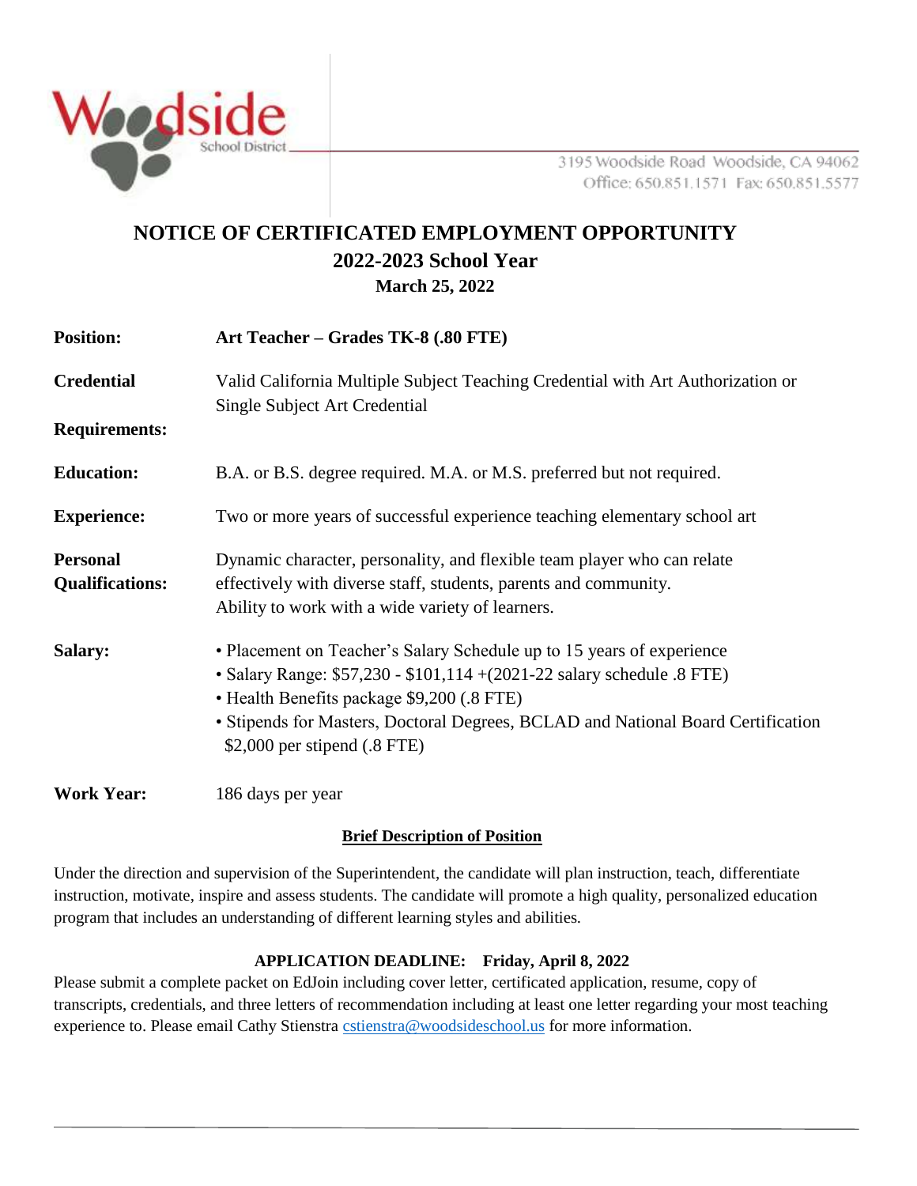Woodside School District

3195 Woodside Road Woodside, CA 94062
Office: 650.851.1571 Fax: 650.851.5577

# NOTICE OF CERTIFICATED EMPLOYMENT OPPORTUNITY

## 2022-2023 School Year

**March 25, 2022**

**Position:** **Art Teacher – Grades TK-8 (.80 FTE)**

**Credential Requirements:** Valid California Multiple Subject Teaching Credential with Art Authorization or Single Subject Art Credential

**Education:** B.A. or B.S. degree required. M.A. or M.S. preferred but not required.

**Experience:** Two or more years of successful experience teaching elementary school art

**Personal Qualifications:** Dynamic character, personality, and flexible team player who can relate effectively with diverse staff, students, parents and community. Ability to work with a wide variety of learners.

**Salary:**
- Placement on Teacher's Salary Schedule up to 15 years of experience
- Salary Range: $57,230 - $101,114 +(2021-22 salary schedule .8 FTE)
- Health Benefits package $9,200 (.8 FTE)
- Stipends for Masters, Doctoral Degrees, BCLAD and National Board Certification $2,000 per stipend (.8 FTE)

**Work Year:** 186 days per year

### Brief Description of Position

Under the direction and supervision of the Superintendent, the candidate will plan instruction, teach, differentiate instruction, motivate, inspire and assess students. The candidate will promote a high quality, personalized education program that includes an understanding of different learning styles and abilities.

**APPLICATION DEADLINE: Friday, April 8, 2022**

Please submit a complete packet on EdJoin including cover letter, certificated application, resume, copy of transcripts, credentials, and three letters of recommendation including at least one letter regarding your most teaching experience to. Please email Cathy Stienstra cstienstra@woodsideschool.us for more information.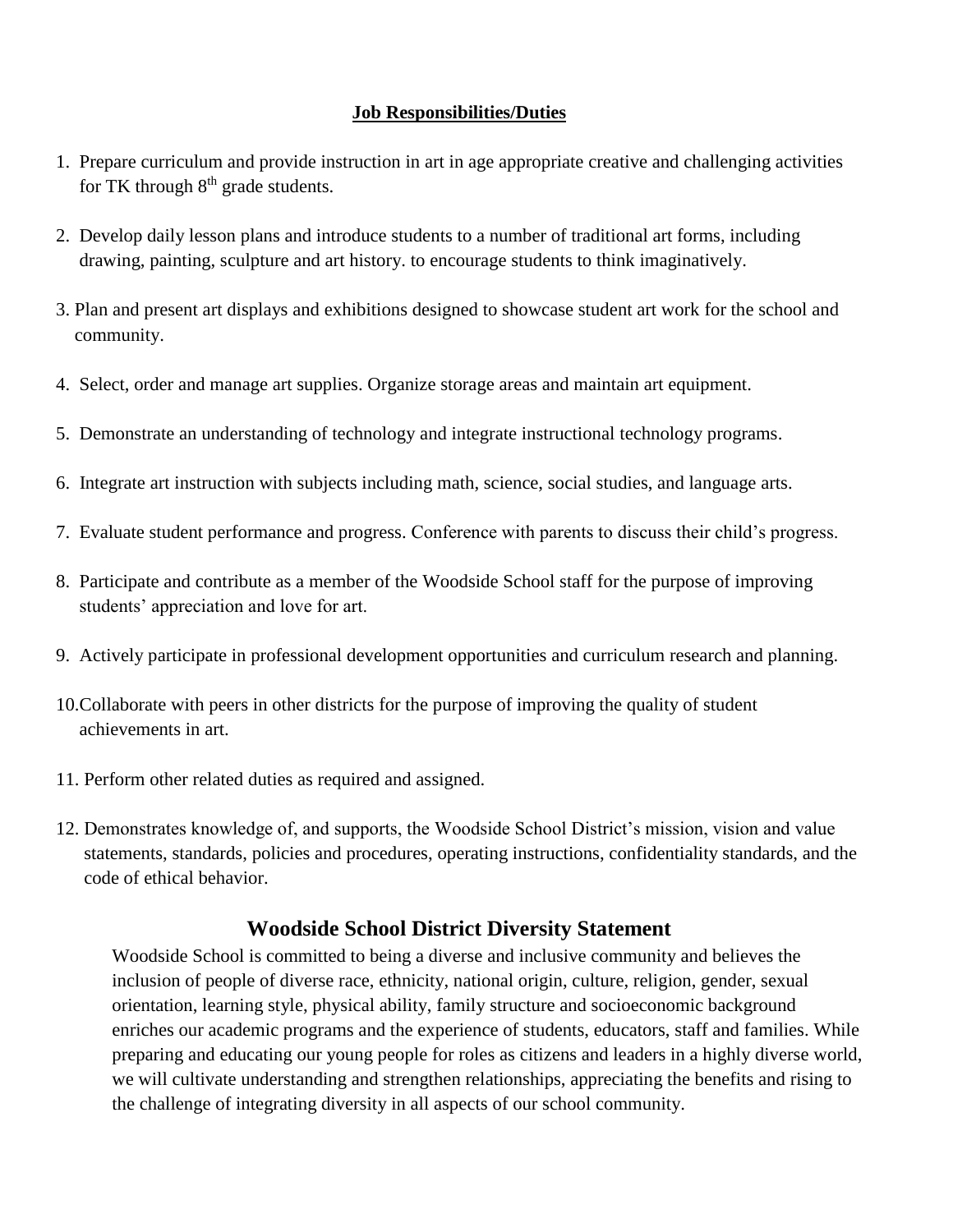## Job Responsibilities/Duties

1. Prepare curriculum and provide instruction in art in age appropriate creative and challenging activities for TK through 8th grade students.
2. Develop daily lesson plans and introduce students to a number of traditional art forms, including drawing, painting, sculpture and art history. to encourage students to think imaginatively.
3. Plan and present art displays and exhibitions designed to showcase student art work for the school and community.
4. Select, order and manage art supplies. Organize storage areas and maintain art equipment.
5. Demonstrate an understanding of technology and integrate instructional technology programs.
6. Integrate art instruction with subjects including math, science, social studies, and language arts.
7. Evaluate student performance and progress. Conference with parents to discuss their child's progress.
8. Participate and contribute as a member of the Woodside School staff for the purpose of improving students' appreciation and love for art.
9. Actively participate in professional development opportunities and curriculum research and planning.
10. Collaborate with peers in other districts for the purpose of improving the quality of student achievements in art.
11. Perform other related duties as required and assigned.
12. Demonstrates knowledge of, and supports, the Woodside School District's mission, vision and value statements, standards, policies and procedures, operating instructions, confidentiality standards, and the code of ethical behavior.

## Woodside School District Diversity Statement

Woodside School is committed to being a diverse and inclusive community and believes the inclusion of people of diverse race, ethnicity, national origin, culture, religion, gender, sexual orientation, learning style, physical ability, family structure and socioeconomic background enriches our academic programs and the experience of students, educators, staff and families. While preparing and educating our young people for roles as citizens and leaders in a highly diverse world, we will cultivate understanding and strengthen relationships, appreciating the benefits and rising to the challenge of integrating diversity in all aspects of our school community.